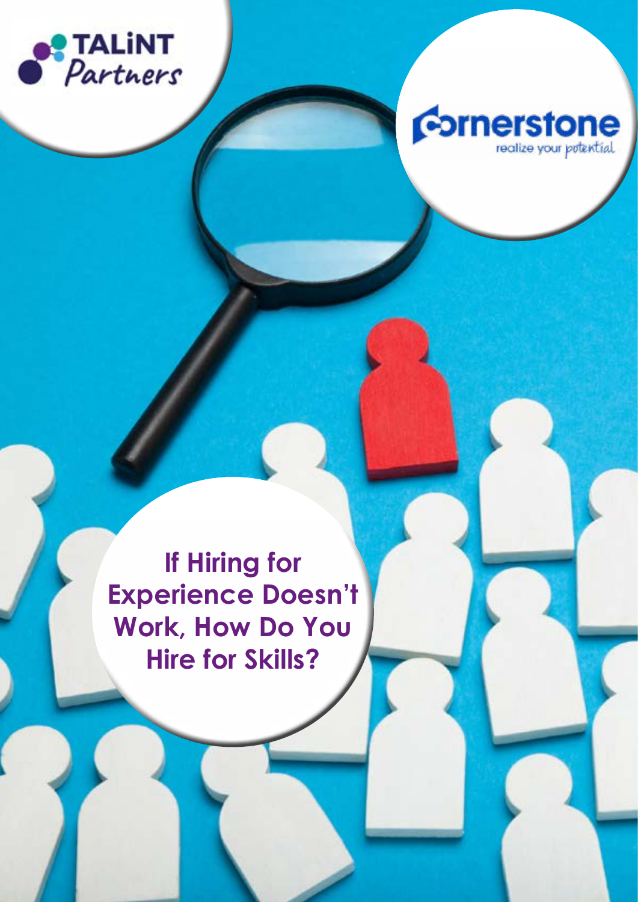TALiNT Partners

Cornerstone realize your potential

# If Hiring for Experience Doesn't Work, How Do You Hire for Skills?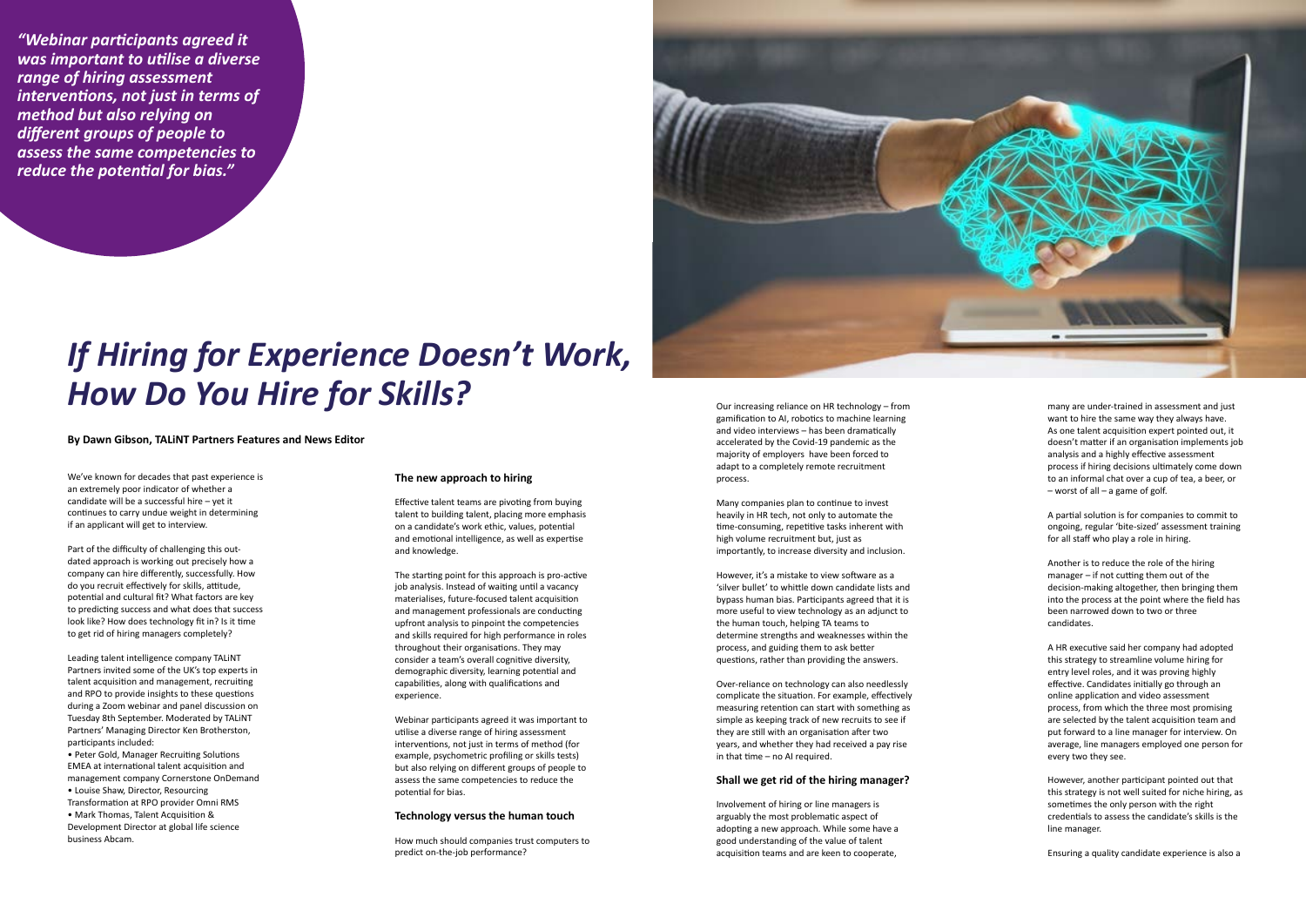> *"Webinar participants agreed it was important to utilise a diverse range of hiring assessment interventions, not just in terms of method but also relying on different groups of people to assess the same competencies to reduce the potential for bias."*

# *If Hiring for Experience Doesn't Work, How Do You Hire for Skills?*

**By Dawn Gibson, TALiNT Partners Features and News Editor**

We've known for decades that past experience is an extremely poor indicator of whether a candidate will be a successful hire – yet it continues to carry undue weight in determining if an applicant will get to interview.

Part of the difficulty of challenging this out-dated approach is working out precisely how a company can hire differently, successfully. How do you recruit effectively for skills, attitude, potential and cultural fit? What factors are key to predicting success and what does that success look like? How does technology fit in? Is it time to get rid of hiring managers completely?

Leading talent intelligence company TALiNT Partners invited some of the UK's top experts in talent acquisition and management, recruiting and RPO to provide insights to these questions during a Zoom webinar and panel discussion on Tuesday 8th September. Moderated by TALiNT Partners' Managing Director Ken Brotherston, participants included:

- Peter Gold, Manager Recruiting Solutions EMEA at international talent acquisition and management company Cornerstone OnDemand
- Louise Shaw, Director, Resourcing Transformation at RPO provider Omni RMS
- Mark Thomas, Talent Acquisition & Development Director at global life science business Abcam.

## The new approach to hiring

Effective talent teams are pivoting from buying talent to building talent, placing more emphasis on a candidate's work ethic, values, potential and emotional intelligence, as well as expertise and knowledge.

The starting point for this approach is pro-active job analysis. Instead of waiting until a vacancy materialises, future-focused talent acquisition and management professionals are conducting upfront analysis to pinpoint the competencies and skills required for high performance in roles throughout their organisations. They may consider a team's overall cognitive diversity, demographic diversity, learning potential and capabilities, along with qualifications and experience.

Webinar participants agreed it was important to utilise a diverse range of hiring assessment interventions, not just in terms of method (for example, psychometric profiling or skills tests) but also relying on different groups of people to assess the same competencies to reduce the potential for bias.

## Technology versus the human touch

How much should companies trust computers to predict on-the-job performance?

Our increasing reliance on HR technology – from gamification to AI, robotics to machine learning and video interviews – has been dramatically accelerated by the Covid-19 pandemic as the majority of employers have been forced to adapt to a completely remote recruitment process.

Many companies plan to continue to invest heavily in HR tech, not only to automate the time-consuming, repetitive tasks inherent with high volume recruitment but, just as importantly, to increase diversity and inclusion.

However, it's a mistake to view software as a 'silver bullet' to whittle down candidate lists and bypass human bias. Participants agreed that it is more useful to view technology as an adjunct to the human touch, helping TA teams to determine strengths and weaknesses within the process, and guiding them to ask better questions, rather than providing the answers.

Over-reliance on technology can also needlessly complicate the situation. For example, effectively measuring retention can start with something as simple as keeping track of new recruits to see if they are still with an organisation after two years, and whether they had received a pay rise in that time – no AI required.

## Shall we get rid of the hiring manager?

Involvement of hiring or line managers is arguably the most problematic aspect of adopting a new approach. While some have a good understanding of the value of talent acquisition teams and are keen to cooperate, many are under-trained in assessment and just want to hire the same way they always have. As one talent acquisition expert pointed out, it doesn't matter if an organisation implements job analysis and a highly effective assessment process if hiring decisions ultimately come down to an informal chat over a cup of tea, a beer, or – worst of all – a game of golf.

A partial solution is for companies to commit to ongoing, regular 'bite-sized' assessment training for all staff who play a role in hiring.

Another is to reduce the role of the hiring manager – if not cutting them out of the decision-making altogether, then bringing them into the process at the point where the field has been narrowed down to two or three candidates.

A HR executive said her company had adopted this strategy to streamline volume hiring for entry level roles, and it was proving highly effective. Candidates initially go through an online application and video assessment process, from which the three most promising are selected by the talent acquisition team and put forward to a line manager for interview. On average, line managers employed one person for every two they see.

However, another participant pointed out that this strategy is not well suited for niche hiring, as sometimes the only person with the right credentials to assess the candidate's skills is the line manager.

Ensuring a quality candidate experience is also a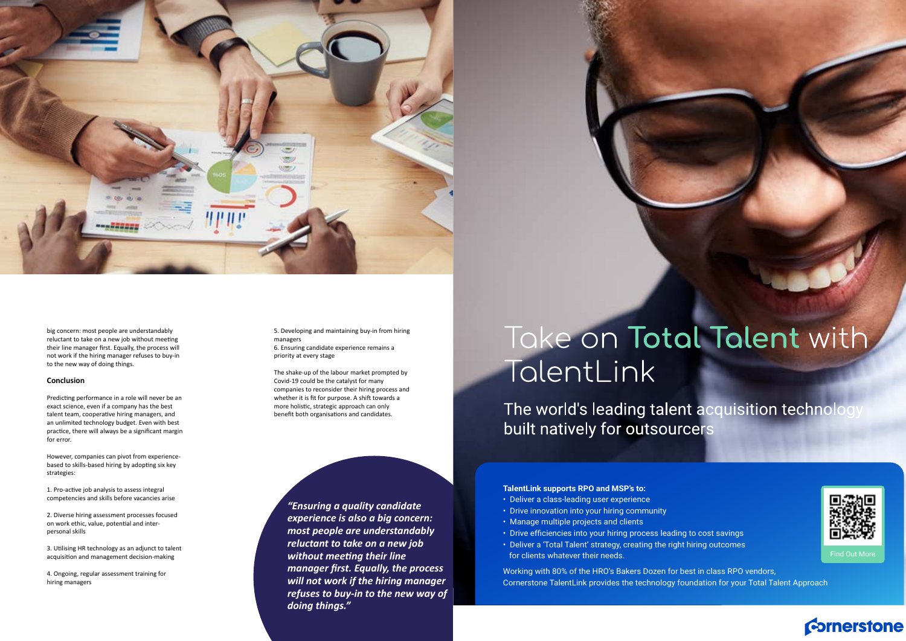big concern: most people are understandably reluctant to take on a new job without meeting their line manager first. Equally, the process will not work if the hiring manager refuses to buy-in to the new way of doing things.

**Conclusion**

Predicting performance in a role will never be an exact science, even if a company has the best talent team, cooperative hiring managers, and an unlimited technology budget. Even with best practice, there will always be a significant margin for error.

However, companies can pivot from experience-based to skills-based hiring by adopting six key strategies:

1. Pro-active job analysis to assess integral competencies and skills before vacancies arise

2. Diverse hiring assessment processes focused on work ethic, value, potential and inter-personal skills

3. Utilising HR technology as an adjunct to talent acquisition and management decision-making

4. Ongoing, regular assessment training for hiring managers

5. Developing and maintaining buy-in from hiring managers
6. Ensuring candidate experience remains a priority at every stage

The shake-up of the labour market prompted by Covid-19 could be the catalyst for many companies to reconsider their hiring process and whether it is fit for purpose. A shift towards a more holistic, strategic approach can only benefit both organisations and candidates.

*"Ensuring a quality candidate experience is also a big concern: most people are understandably reluctant to take on a new job without meeting their line manager first. Equally, the process will not work if the hiring manager refuses to buy-in to the new way of doing things."*

# Take on Total Talent with TalentLink

## The world's leading talent acquisition technology built natively for outsourcers

**TalentLink supports RPO and MSP's to:**

- Deliver a class-leading user experience
- Drive innovation into your hiring community
- Manage multiple projects and clients
- Drive efficiencies into your hiring process leading to cost savings
- Deliver a 'Total Talent' strategy, creating the right hiring outcomes for clients whatever their needs.

Working with 80% of the HRO's Bakers Dozen for best in class RPO vendors, Cornerstone TalentLink provides the technology foundation for your Total Talent Approach

Find Out More

cornerstone